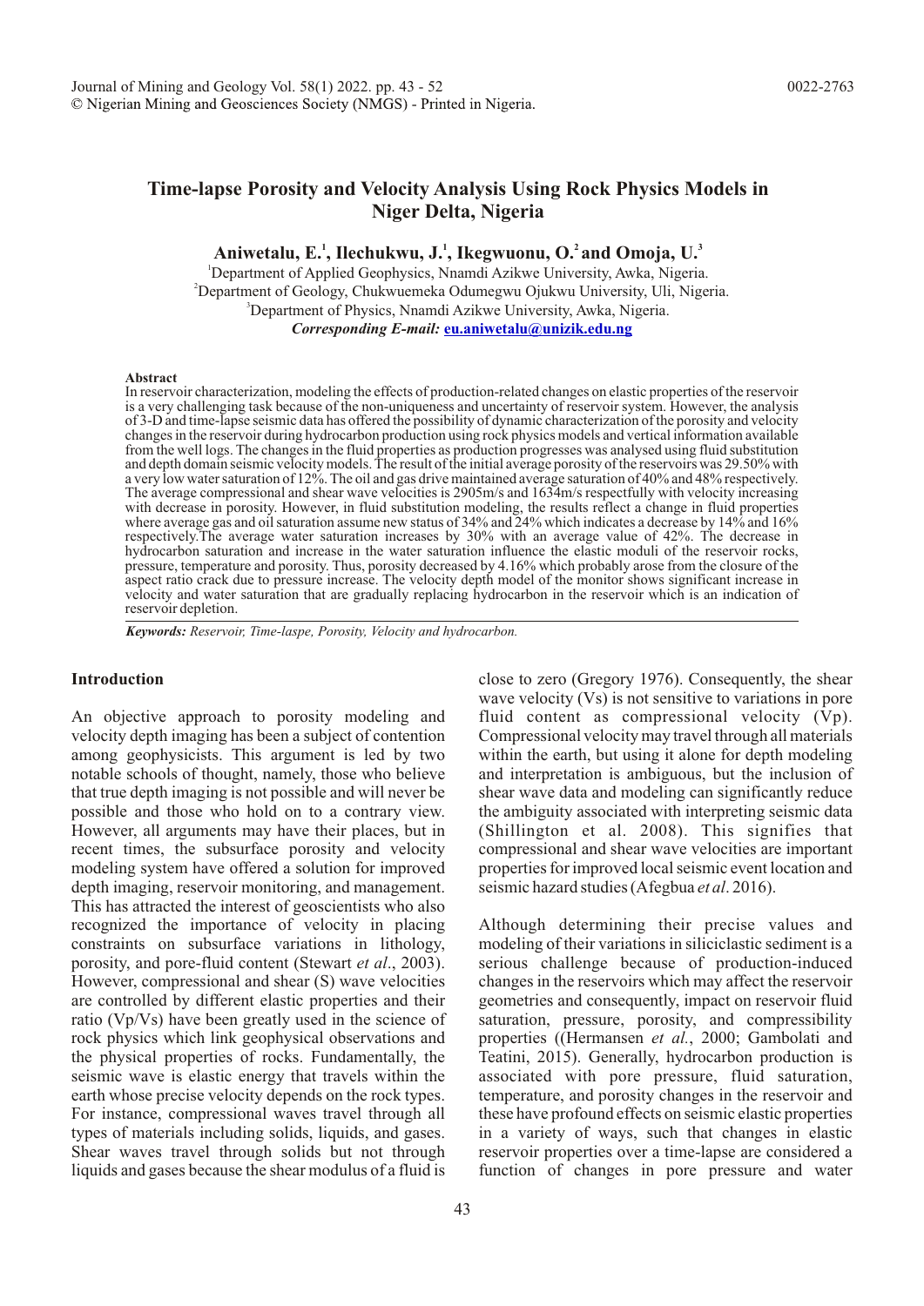# Time-lapse Porosity and Velocity Analysis Using Rock Physics Models in Niger Delta, Nigeria

**Aniwetalu, E.[1], Ilechukwu, J.[1], Ikegwuonu, O.[2] and Omoja, U.[3]**

[1]Department of Applied Geophysics, Nnamdi Azikwe University, Awka, Nigeria.
[2]Department of Geology, Chukwuemeka Odumegwu Ojukwu University, Uli, Nigeria.
[3]Department of Physics, Nnamdi Azikwe University, Awka, Nigeria.
***Corresponding E-mail:*** **eu.aniwetalu@unizik.edu.ng**

**Abstract**

In reservoir characterization, modeling the effects of production-related changes on elastic properties of the reservoir is a very challenging task because of the non-uniqueness and uncertainty of reservoir system. However, the analysis of 3-D and time-lapse seismic data has offered the possibility of dynamic characterization of the porosity and velocity changes in the reservoir during hydrocarbon production using rock physics models and vertical information available from the well logs. The changes in the fluid properties as production progresses was analysed using fluid substitution and depth domain seismic velocity models. The result of the initial average porosity of the reservoirs was 29.50% with a very low water saturation of 12%. The oil and gas drive maintained average saturation of 40% and 48% respectively. The average compressional and shear wave velocities is 2905m/s and 1634m/s respectfully with velocity increasing with decrease in porosity. However, in fluid substitution modeling, the results reflect a change in fluid properties where average gas and oil saturation assume new status of 34% and 24% which indicates a decrease by 14% and 16% respectively.The average water saturation increases by 30% with an average value of 42%. The decrease in hydrocarbon saturation and increase in the water saturation influence the elastic moduli of the reservoir rocks, pressure, temperature and porosity. Thus, porosity decreased by 4.16% which probably arose from the closure of the aspect ratio crack due to pressure increase. The velocity depth model of the monitor shows significant increase in velocity and water saturation that are gradually replacing hydrocarbon in the reservoir which is an indication of reservoir depletion.

***Keywords:*** *Reservoir, Time-laspe, Porosity, Velocity and hydrocarbon.*

## Introduction

An objective approach to porosity modeling and velocity depth imaging has been a subject of contention among geophysicists. This argument is led by two notable schools of thought, namely, those who believe that true depth imaging is not possible and will never be possible and those who hold on to a contrary view. However, all arguments may have their places, but in recent times, the subsurface porosity and velocity modeling system have offered a solution for improved depth imaging, reservoir monitoring, and management. This has attracted the interest of geoscientists who also recognized the importance of velocity in placing constraints on subsurface variations in lithology, porosity, and pore-fluid content (Stewart *et al*., 2003). However, compressional and shear (S) wave velocities are controlled by different elastic properties and their ratio (Vp/Vs) have been greatly used in the science of rock physics which link geophysical observations and the physical properties of rocks. Fundamentally, the seismic wave is elastic energy that travels within the earth whose precise velocity depends on the rock types. For instance, compressional waves travel through all types of materials including solids, liquids, and gases. Shear waves travel through solids but not through liquids and gases because the shear modulus of a fluid is close to zero (Gregory 1976). Consequently, the shear wave velocity (Vs) is not sensitive to variations in pore fluid content as compressional velocity (Vp). Compressional velocity may travel through all materials within the earth, but using it alone for depth modeling and interpretation is ambiguous, but the inclusion of shear wave data and modeling can significantly reduce the ambiguity associated with interpreting seismic data (Shillington et al. 2008). This signifies that compressional and shear wave velocities are important properties for improved local seismic event location and seismic hazard studies (Afegbua *et al*. 2016).

Although determining their precise values and modeling of their variations in siliciclastic sediment is a serious challenge because of production-induced changes in the reservoirs which may affect the reservoir geometries and consequently, impact on reservoir fluid saturation, pressure, porosity, and compressibility properties ((Hermansen *et al*., 2000; Gambolati and Teatini, 2015). Generally, hydrocarbon production is associated with pore pressure, fluid saturation, temperature, and porosity changes in the reservoir and these have profound effects on seismic elastic properties in a variety of ways, such that changes in elastic reservoir properties over a time-lapse are considered a function of changes in pore pressure and water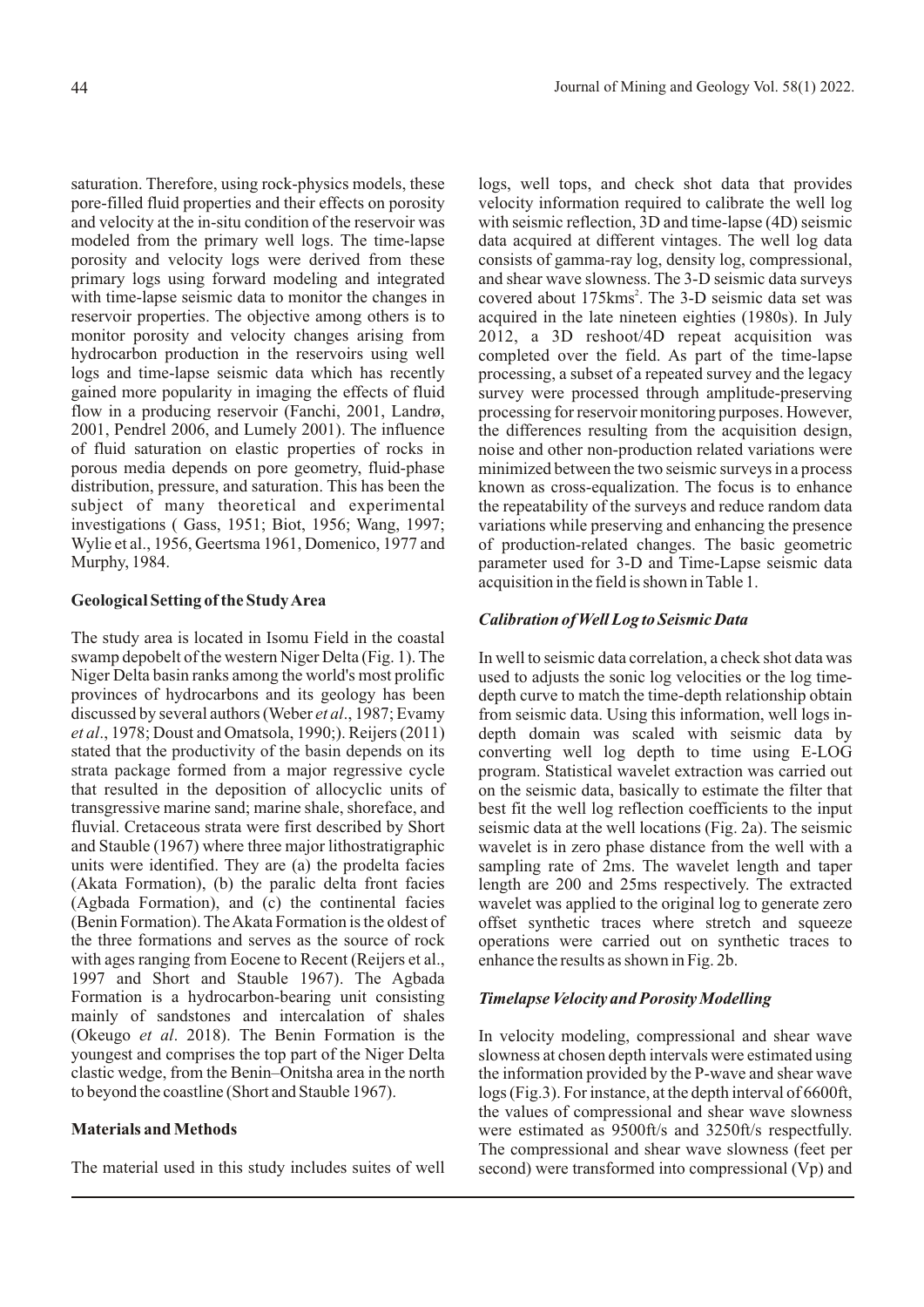saturation. Therefore, using rock-physics models, these pore-filled fluid properties and their effects on porosity and velocity at the in-situ condition of the reservoir was modeled from the primary well logs. The time-lapse porosity and velocity logs were derived from these primary logs using forward modeling and integrated with time-lapse seismic data to monitor the changes in reservoir properties. The objective among others is to monitor porosity and velocity changes arising from hydrocarbon production in the reservoirs using well logs and time-lapse seismic data which has recently gained more popularity in imaging the effects of fluid flow in a producing reservoir (Fanchi, 2001, Landrø, 2001, Pendrel 2006, and Lumely 2001). The influence of fluid saturation on elastic properties of rocks in porous media depends on pore geometry, fluid-phase distribution, pressure, and saturation. This has been the subject of many theoretical and experimental investigations ( Gass, 1951; Biot, 1956; Wang, 1997; Wylie et al., 1956, Geertsma 1961, Domenico, 1977 and Murphy, 1984.

**Geological Setting of the Study Area**

The study area is located in Isomu Field in the coastal swamp depobelt of the western Niger Delta (Fig. 1). The Niger Delta basin ranks among the world's most prolific provinces of hydrocarbons and its geology has been discussed by several authors (Weber *et al*., 1987; Evamy *et al*., 1978; Doust and Omatsola, 1990;). Reijers (2011) stated that the productivity of the basin depends on its strata package formed from a major regressive cycle that resulted in the deposition of allocyclic units of transgressive marine sand; marine shale, shoreface, and fluvial. Cretaceous strata were first described by Short and Stauble (1967) where three major lithostratigraphic units were identified. They are (a) the prodelta facies (Akata Formation), (b) the paralic delta front facies (Agbada Formation), and (c) the continental facies (Benin Formation). The Akata Formation is the oldest of the three formations and serves as the source of rock with ages ranging from Eocene to Recent (Reijers et al., 1997 and Short and Stauble 1967). The Agbada Formation is a hydrocarbon-bearing unit consisting mainly of sandstones and intercalation of shales (Okeugo *et al*. 2018). The Benin Formation is the youngest and comprises the top part of the Niger Delta clastic wedge, from the Benin–Onitsha area in the north to beyond the coastline (Short and Stauble 1967).

**Materials and Methods**

The material used in this study includes suites of well logs, well tops, and check shot data that provides velocity information required to calibrate the well log with seismic reflection, 3D and time-lapse (4D) seismic data acquired at different vintages. The well log data consists of gamma-ray log, density log, compressional, and shear wave slowness. The 3-D seismic data surveys covered about 175kms$^2$. The 3-D seismic data set was acquired in the late nineteen eighties (1980s). In July 2012, a 3D reshoot/4D repeat acquisition was completed over the field. As part of the time-lapse processing, a subset of a repeated survey and the legacy survey were processed through amplitude-preserving processing for reservoir monitoring purposes. However, the differences resulting from the acquisition design, noise and other non-production related variations were minimized between the two seismic surveys in a process known as cross-equalization. The focus is to enhance the repeatability of the surveys and reduce random data variations while preserving and enhancing the presence of production-related changes. The basic geometric parameter used for 3-D and Time-Lapse seismic data acquisition in the field is shown in Table 1.

***Calibration of Well Log to Seismic Data***

In well to seismic data correlation, a check shot data was used to adjusts the sonic log velocities or the log time-depth curve to match the time-depth relationship obtain from seismic data. Using this information, well logs in-depth domain was scaled with seismic data by converting well log depth to time using E-LOG program. Statistical wavelet extraction was carried out on the seismic data, basically to estimate the filter that best fit the well log reflection coefficients to the input seismic data at the well locations (Fig. 2a). The seismic wavelet is in zero phase distance from the well with a sampling rate of 2ms. The wavelet length and taper length are 200 and 25ms respectively. The extracted wavelet was applied to the original log to generate zero offset synthetic traces where stretch and squeeze operations were carried out on synthetic traces to enhance the results as shown in Fig. 2b.

***Timelapse Velocity and Porosity Modelling***

In velocity modeling, compressional and shear wave slowness at chosen depth intervals were estimated using the information provided by the P-wave and shear wave logs (Fig.3). For instance, at the depth interval of 6600ft, the values of compressional and shear wave slowness were estimated as 9500ft/s and 3250ft/s respectfully. The compressional and shear wave slowness (feet per second) were transformed into compressional (Vp) and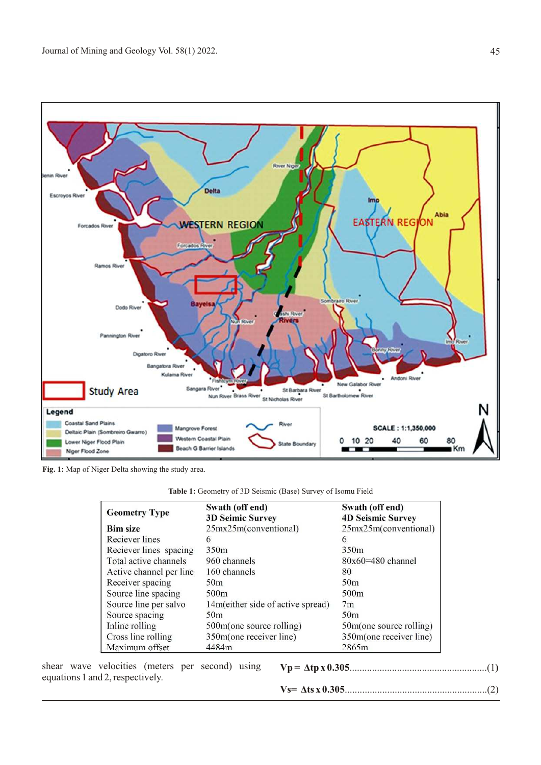**Fig. 1:** Map of Niger Delta showing the study area.

**Table 1:** Geometry of 3D Seismic (Base) Survey of Isomu Field

| **Geometry Type** | **Swath (off end) 3D Seimic Survey** | **Swath (off end) 4D Seismic Survey** |
|---|---|---|
| **Bim size** | 25mx25m(conventional) | 25mx25m(conventional) |
| Reciever lines | 6 | 6 |
| Reciever lines spacing | 350m | 350m |
| Total active channels | 960 channels | 80x60=480 channel |
| Active channel per line | 160 channels | 80 |
| Receiver spacing | 50m | 50m |
| Source line spacing | 500m | 500m |
| Source line per salvo | 14m(either side of active spread) | 7m |
| Source spacing | 50m | 50m |
| Inline rolling | 500m(one source rolling) | 50m(one source rolling) |
| Cross line rolling | 350m(one receiver line) | 350m(one receiver line) |
| Maximum offset | 4484m | 2865m |

shear wave velocities (meters per second) using equations 1 and 2, respectively.

$$V_p = \Delta t_p \times 0.305 \quad (1)$$

$$V_s = \Delta t_s \times 0.305 \quad (2)$$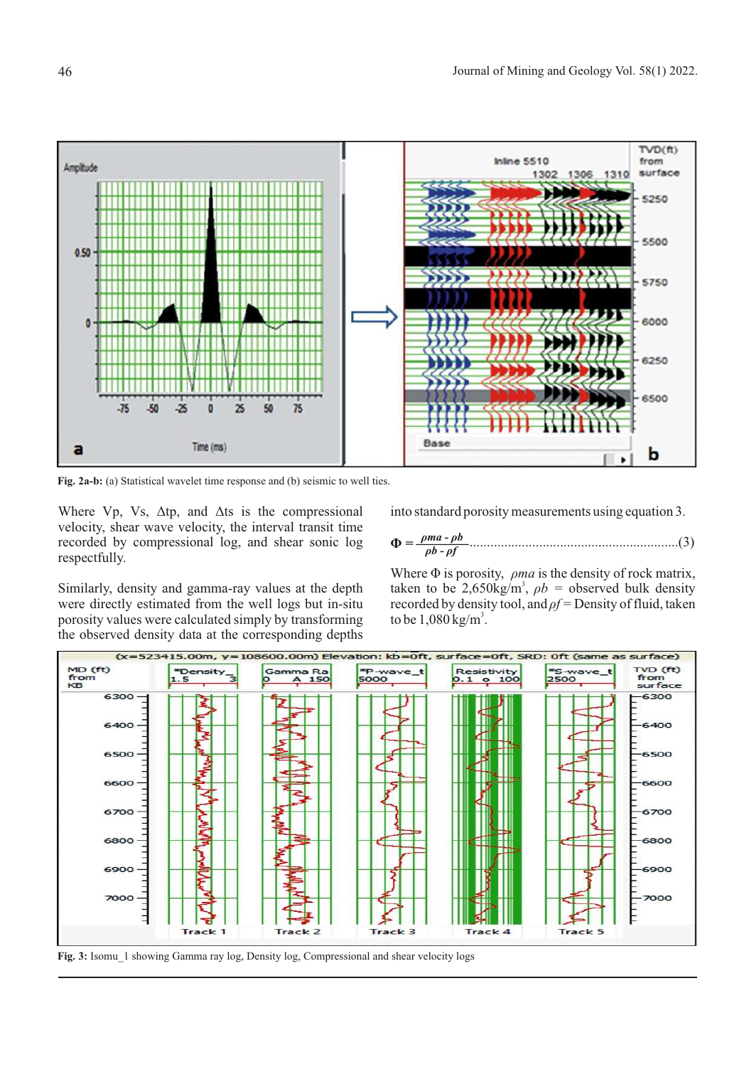Fig. 2a-b: (a) Statistical wavelet time response and (b) seismic to well ties.

Where Vp, Vs, Δtp, and Δts is the compressional velocity, shear wave velocity, the interval transit time recorded by compressional log, and shear sonic log respectfully.

Similarly, density and gamma-ray values at the depth were directly estimated from the well logs but in-situ porosity values were calculated simply by transforming the observed density data at the corresponding depths into standard porosity measurements using equation 3.

$$\Phi = \frac{\rho ma - \rho b}{\rho b - \rho f} \qquad (3)$$

Where Φ is porosity, $\rho ma$ is the density of rock matrix, taken to be 2,650kg/m$^3$, $\rho b$ = observed bulk density recorded by density tool, and $\rho f$ = Density of fluid, taken to be 1,080 kg/m$^3$.

Fig. 3: Isomu_1 showing Gamma ray log, Density log, Compressional and shear velocity logs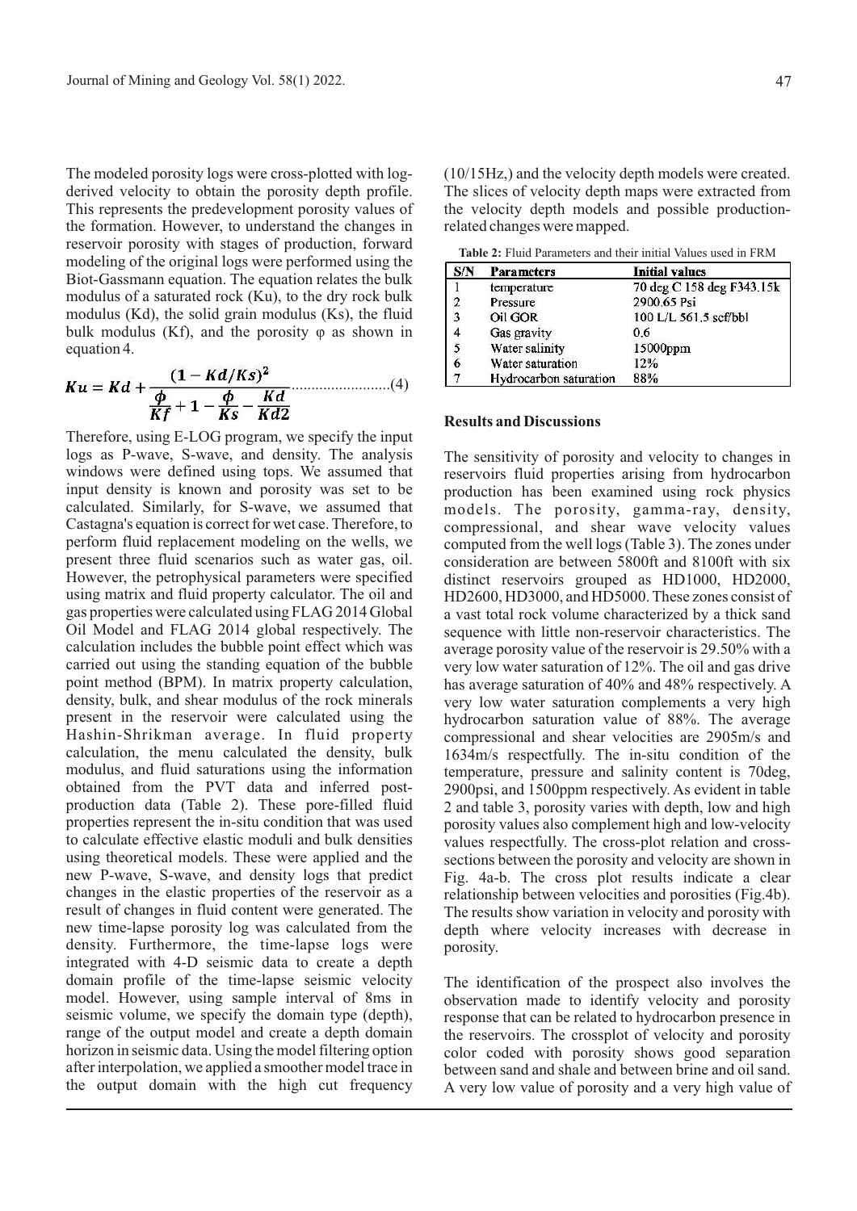The modeled porosity logs were cross-plotted with log-derived velocity to obtain the porosity depth profile. This represents the predevelopment porosity values of the formation. However, to understand the changes in reservoir porosity with stages of production, forward modeling of the original logs were performed using the Biot-Gassmann equation. The equation relates the bulk modulus of a saturated rock (Ku), to the dry rock bulk modulus (Kd), the solid grain modulus (Ks), the fluid bulk modulus (Kf), and the porosity φ as shown in equation 4.

$$Ku = Kd + \frac{(1 - Kd/Ks)^2}{\frac{\phi}{Kf} + 1 - \frac{\phi}{Ks} - \frac{Kd}{Kd2}} \quad (4)$$

Therefore, using E-LOG program, we specify the input logs as P-wave, S-wave, and density. The analysis windows were defined using tops. We assumed that input density is known and porosity was set to be calculated. Similarly, for S-wave, we assumed that Castagna's equation is correct for wet case. Therefore, to perform fluid replacement modeling on the wells, we present three fluid scenarios such as water gas, oil. However, the petrophysical parameters were specified using matrix and fluid property calculator. The oil and gas properties were calculated using FLAG 2014 Global Oil Model and FLAG 2014 global respectively. The calculation includes the bubble point effect which was carried out using the standing equation of the bubble point method (BPM). In matrix property calculation, density, bulk, and shear modulus of the rock minerals present in the reservoir were calculated using the Hashin-Shrikman average. In fluid property calculation, the menu calculated the density, bulk modulus, and fluid saturations using the information obtained from the PVT data and inferred post-production data (Table 2). These pore-filled fluid properties represent the in-situ condition that was used to calculate effective elastic moduli and bulk densities using theoretical models. These were applied and the new P-wave, S-wave, and density logs that predict changes in the elastic properties of the reservoir as a result of changes in fluid content were generated. The new time-lapse porosity log was calculated from the density. Furthermore, the time-lapse logs were integrated with 4-D seismic data to create a depth domain profile of the time-lapse seismic velocity model. However, using sample interval of 8ms in seismic volume, we specify the domain type (depth), range of the output model and create a depth domain horizon in seismic data. Using the model filtering option after interpolation, we applied a smoother model trace in the output domain with the high cut frequency (10/15Hz,) and the velocity depth models were created. The slices of velocity depth maps were extracted from the velocity depth models and possible production-related changes were mapped.

**Table 2:** Fluid Parameters and their initial Values used in FRM

| S/N | Parameters | Initial values |
|---|---|---|
| 1 | temperature | 70 deg C 158 deg F343.15k |
| 2 | Pressure | 2900.65 Psi |
| 3 | Oil GOR | 100 L/L 561.5 scf/bbl |
| 4 | Gas gravity | 0.6 |
| 5 | Water salinity | 15000ppm |
| 6 | Water saturation | 12% |
| 7 | Hydrocarbon saturation | 88% |

## Results and Discussions

The sensitivity of porosity and velocity to changes in reservoirs fluid properties arising from hydrocarbon production has been examined using rock physics models. The porosity, gamma-ray, density, compressional, and shear wave velocity values computed from the well logs (Table 3). The zones under consideration are between 5800ft and 8100ft with six distinct reservoirs grouped as HD1000, HD2000, HD2600, HD3000, and HD5000. These zones consist of a vast total rock volume characterized by a thick sand sequence with little non-reservoir characteristics. The average porosity value of the reservoir is 29.50% with a very low water saturation of 12%. The oil and gas drive has average saturation of 40% and 48% respectively. A very low water saturation complements a very high hydrocarbon saturation value of 88%. The average compressional and shear velocities are 2905m/s and 1634m/s respectfully. The in-situ condition of the temperature, pressure and salinity content is 70deg, 2900psi, and 1500ppm respectively. As evident in table 2 and table 3, porosity varies with depth, low and high porosity values also complement high and low-velocity values respectfully. The cross-plot relation and cross-sections between the porosity and velocity are shown in Fig. 4a-b. The cross plot results indicate a clear relationship between velocities and porosities (Fig.4b). The results show variation in velocity and porosity with depth where velocity increases with decrease in porosity.

The identification of the prospect also involves the observation made to identify velocity and porosity response that can be related to hydrocarbon presence in the reservoirs. The crossplot of velocity and porosity color coded with porosity shows good separation between sand and shale and between brine and oil sand. A very low value of porosity and a very high value of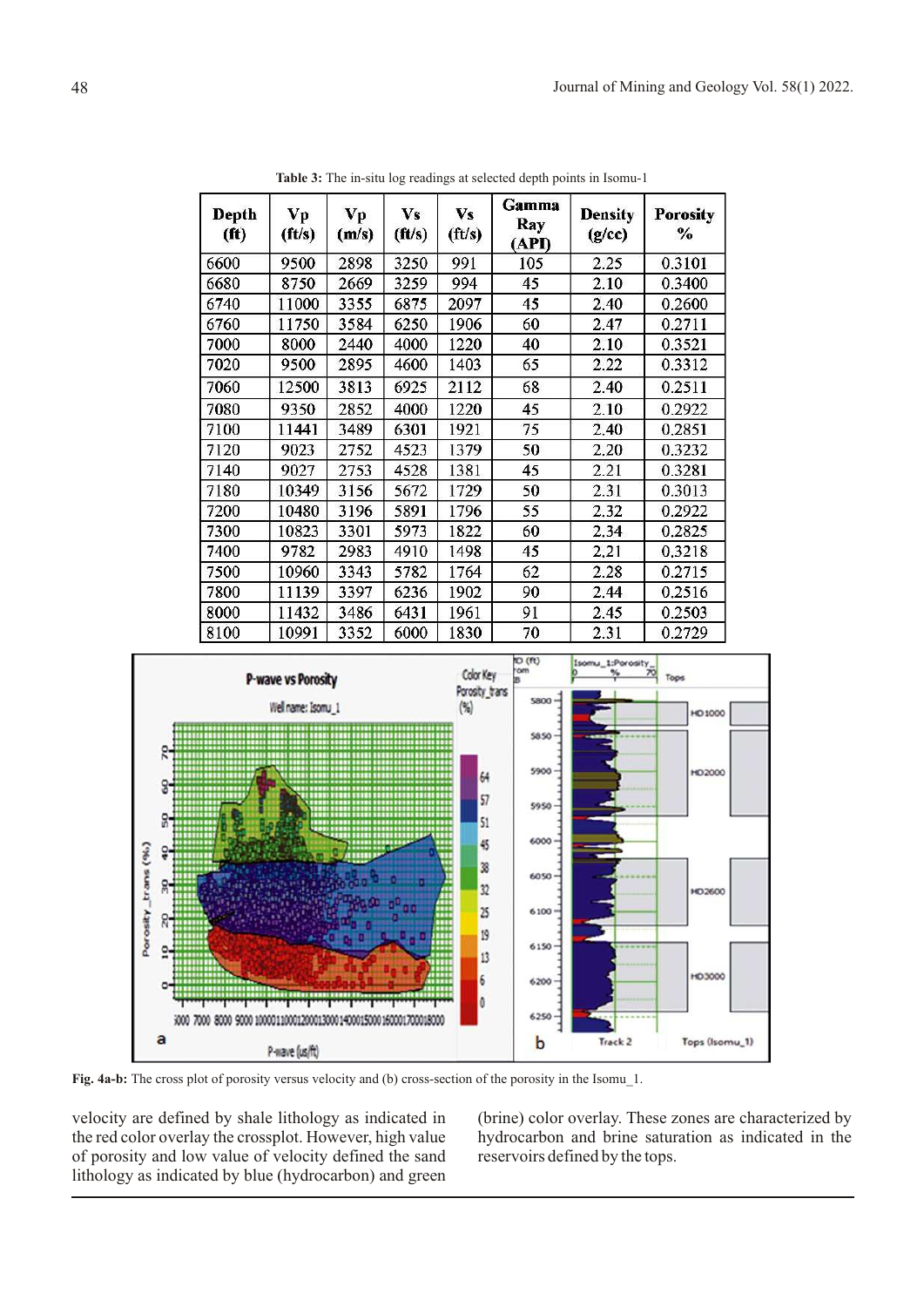**Table 3:** The in-situ log readings at selected depth points in Isomu-1

| Depth (ft) | Vp (ft/s) | Vp (m/s) | Vs (ft/s) | Vs (ft/s) | Gamma Ray (API) | Density (g/cc) | Porosity % |
|---|---|---|---|---|---|---|---|
| 6600 | 9500 | 2898 | 3250 | 991 | 105 | 2.25 | 0.3101 |
| 6680 | 8750 | 2669 | 3259 | 994 | 45 | 2.10 | 0.3400 |
| 6740 | 11000 | 3355 | 6875 | 2097 | 45 | 2.40 | 0.2600 |
| 6760 | 11750 | 3584 | 6250 | 1906 | 60 | 2.47 | 0.2711 |
| 7000 | 8000 | 2440 | 4000 | 1220 | 40 | 2.10 | 0.3521 |
| 7020 | 9500 | 2895 | 4600 | 1403 | 65 | 2.22 | 0.3312 |
| 7060 | 12500 | 3813 | 6925 | 2112 | 68 | 2.40 | 0.2511 |
| 7080 | 9350 | 2852 | 4000 | 1220 | 45 | 2.10 | 0.2922 |
| 7100 | 11441 | 3489 | 6301 | 1921 | 75 | 2.40 | 0.2851 |
| 7120 | 9023 | 2752 | 4523 | 1379 | 50 | 2.20 | 0.3232 |
| 7140 | 9027 | 2753 | 4528 | 1381 | 45 | 2.21 | 0.3281 |
| 7180 | 10349 | 3156 | 5672 | 1729 | 50 | 2.31 | 0.3013 |
| 7200 | 10480 | 3196 | 5891 | 1796 | 55 | 2.32 | 0.2922 |
| 7300 | 10823 | 3301 | 5973 | 1822 | 60 | 2.34 | 0.2825 |
| 7400 | 9782 | 2983 | 4910 | 1498 | 45 | 2.21 | 0.3218 |
| 7500 | 10960 | 3343 | 5782 | 1764 | 62 | 2.28 | 0.2715 |
| 7800 | 11139 | 3397 | 6236 | 1902 | 90 | 2.44 | 0.2516 |
| 8000 | 11432 | 3486 | 6431 | 1961 | 91 | 2.45 | 0.2503 |
| 8100 | 10991 | 3352 | 6000 | 1830 | 70 | 2.31 | 0.2729 |

**Fig. 4a-b:** The cross plot of porosity versus velocity and (b) cross-section of the porosity in the Isomu_1.

velocity are defined by shale lithology as indicated in the red color overlay the crossplot. However, high value of porosity and low value of velocity defined the sand lithology as indicated by blue (hydrocarbon) and green (brine) color overlay. These zones are characterized by hydrocarbon and brine saturation as indicated in the reservoirs defined by the tops.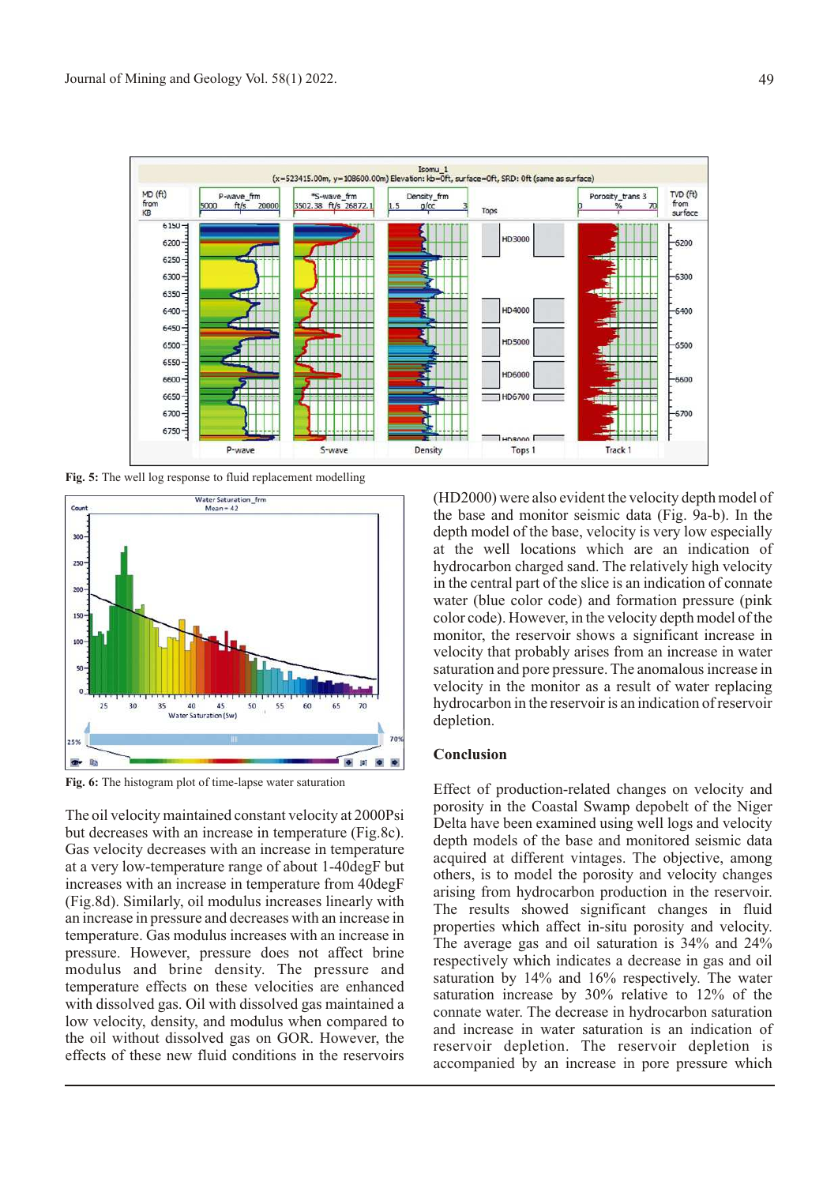Fig. 5: The well log response to fluid replacement modelling

Fig. 6: The histogram plot of time-lapse water saturation

The oil velocity maintained constant velocity at 2000Psi but decreases with an increase in temperature (Fig.8c). Gas velocity decreases with an increase in temperature at a very low-temperature range of about 1-40degF but increases with an increase in temperature from 40degF (Fig.8d). Similarly, oil modulus increases linearly with an increase in pressure and decreases with an increase in temperature. Gas modulus increases with an increase in pressure. However, pressure does not affect brine modulus and brine density. The pressure and temperature effects on these velocities are enhanced with dissolved gas. Oil with dissolved gas maintained a low velocity, density, and modulus when compared to the oil without dissolved gas on GOR. However, the effects of these new fluid conditions in the reservoirs (HD2000) were also evident the velocity depth model of the base and monitor seismic data (Fig. 9a-b). In the depth model of the base, velocity is very low especially at the well locations which are an indication of hydrocarbon charged sand. The relatively high velocity in the central part of the slice is an indication of connate water (blue color code) and formation pressure (pink color code). However, in the velocity depth model of the monitor, the reservoir shows a significant increase in velocity that probably arises from an increase in water saturation and pore pressure. The anomalous increase in velocity in the monitor as a result of water replacing hydrocarbon in the reservoir is an indication of reservoir depletion.

## Conclusion

Effect of production-related changes on velocity and porosity in the Coastal Swamp depobelt of the Niger Delta have been examined using well logs and velocity depth models of the base and monitored seismic data acquired at different vintages. The objective, among others, is to model the porosity and velocity changes arising from hydrocarbon production in the reservoir. The results showed significant changes in fluid properties which affect in-situ porosity and velocity. The average gas and oil saturation is 34% and 24% respectively which indicates a decrease in gas and oil saturation by 14% and 16% respectively. The water saturation increase by 30% relative to 12% of the connate water. The decrease in hydrocarbon saturation and increase in water saturation is an indication of reservoir depletion. The reservoir depletion is accompanied by an increase in pore pressure which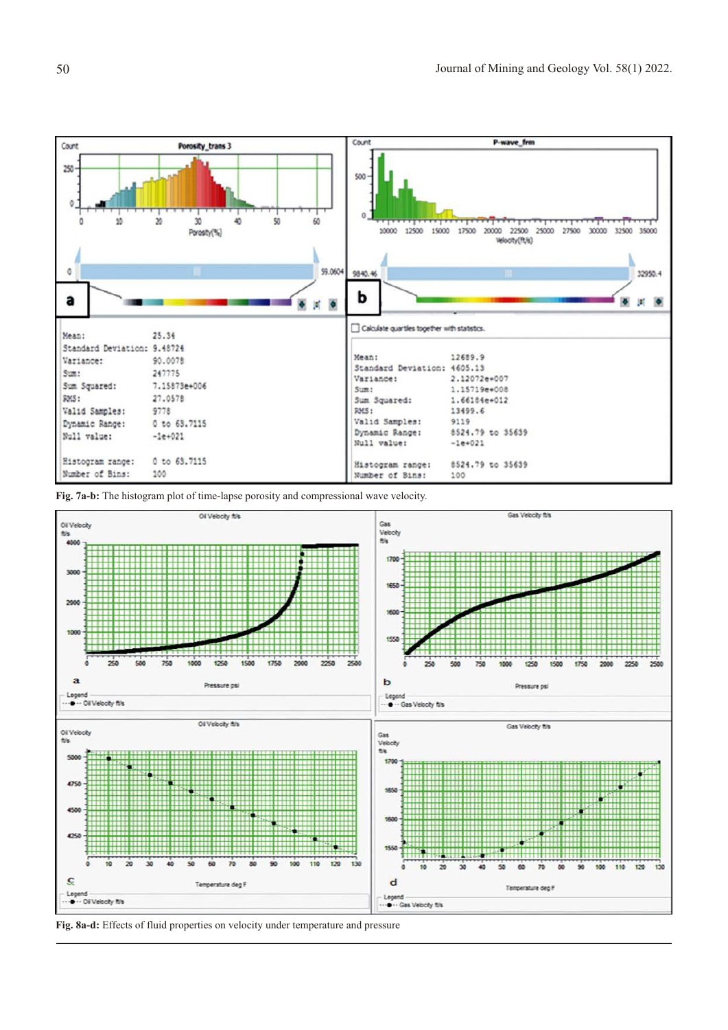**Fig. 7a-b:** The histogram plot of time-lapse porosity and compressional wave velocity.

**Fig. 8a-d:** Effects of fluid properties on velocity under temperature and pressure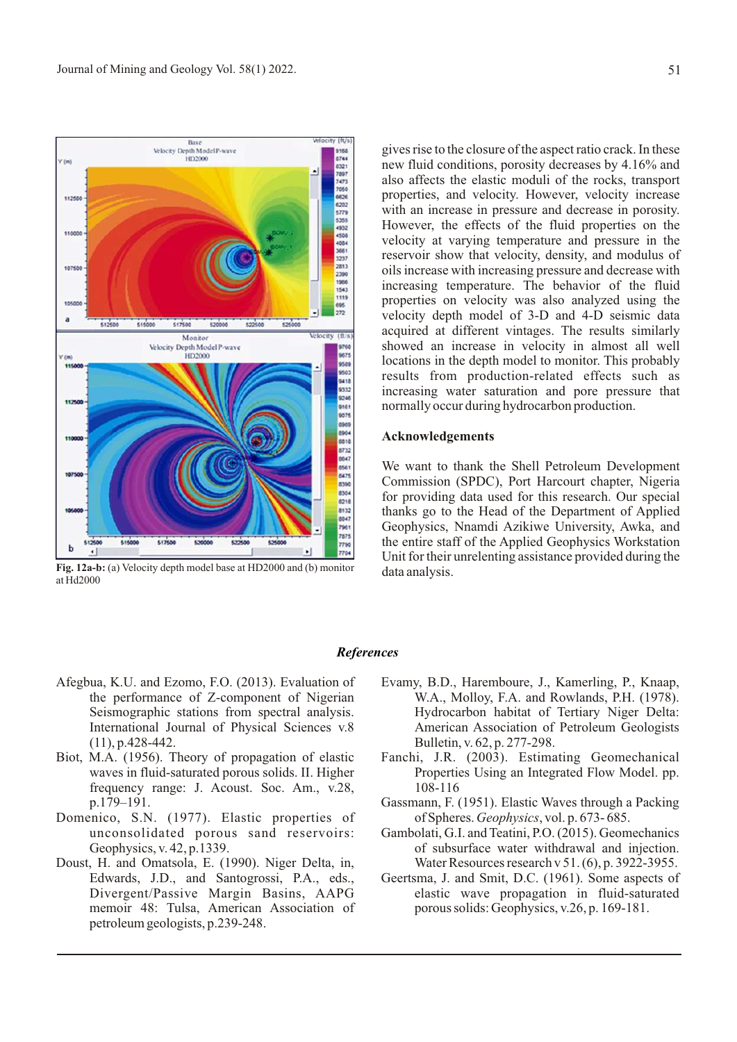**Fig. 12a-b:** (a) Velocity depth model base at HD2000 and (b) monitor at Hd2000

gives rise to the closure of the aspect ratio crack. In these new fluid conditions, porosity decreases by 4.16% and also affects the elastic moduli of the rocks, transport properties, and velocity. However, velocity increase with an increase in pressure and decrease in porosity. However, the effects of the fluid properties on the velocity at varying temperature and pressure in the reservoir show that velocity, density, and modulus of oils increase with increasing pressure and decrease with increasing temperature. The behavior of the fluid properties on velocity was also analyzed using the velocity depth model of 3-D and 4-D seismic data acquired at different vintages. The results similarly showed an increase in velocity in almost all well locations in the depth model to monitor. This probably results from production-related effects such as increasing water saturation and pore pressure that normally occur during hydrocarbon production.

## Acknowledgements

We want to thank the Shell Petroleum Development Commission (SPDC), Port Harcourt chapter, Nigeria for providing data used for this research. Our special thanks go to the Head of the Department of Applied Geophysics, Nnamdi Azikiwe University, Awka, and the entire staff of the Applied Geophysics Workstation Unit for their unrelenting assistance provided during the data analysis.

## *References*

Afegbua, K.U. and Ezomo, F.O. (2013). Evaluation of the performance of Z-component of Nigerian Seismographic stations from spectral analysis. International Journal of Physical Sciences v.8 (11), p.428-442.

Biot, M.A. (1956). Theory of propagation of elastic waves in fluid-saturated porous solids. II. Higher frequency range: J. Acoust. Soc. Am., v.28, p.179–191.

Domenico, S.N. (1977). Elastic properties of unconsolidated porous sand reservoirs: Geophysics, v. 42, p.1339.

Doust, H. and Omatsola, E. (1990). Niger Delta, in, Edwards, J.D., and Santogrossi, P.A., eds., Divergent/Passive Margin Basins, AAPG memoir 48: Tulsa, American Association of petroleum geologists, p.239-248.

Evamy, B.D., Haremboure, J., Kamerling, P., Knaap, W.A., Molloy, F.A. and Rowlands, P.H. (1978). Hydrocarbon habitat of Tertiary Niger Delta: American Association of Petroleum Geologists Bulletin, v. 62, p. 277-298.

Fanchi, J.R. (2003). Estimating Geomechanical Properties Using an Integrated Flow Model. pp. 108-116

Gassmann, F. (1951). Elastic Waves through a Packing of Spheres. *Geophysics*, vol. p. 673- 685.

Gambolati, G.I. and Teatini, P.O. (2015). Geomechanics of subsurface water withdrawal and injection. Water Resources research v 51. (6), p. 3922-3955.

Geertsma, J. and Smit, D.C. (1961). Some aspects of elastic wave propagation in fluid-saturated porous solids: Geophysics, v.26, p. 169-181.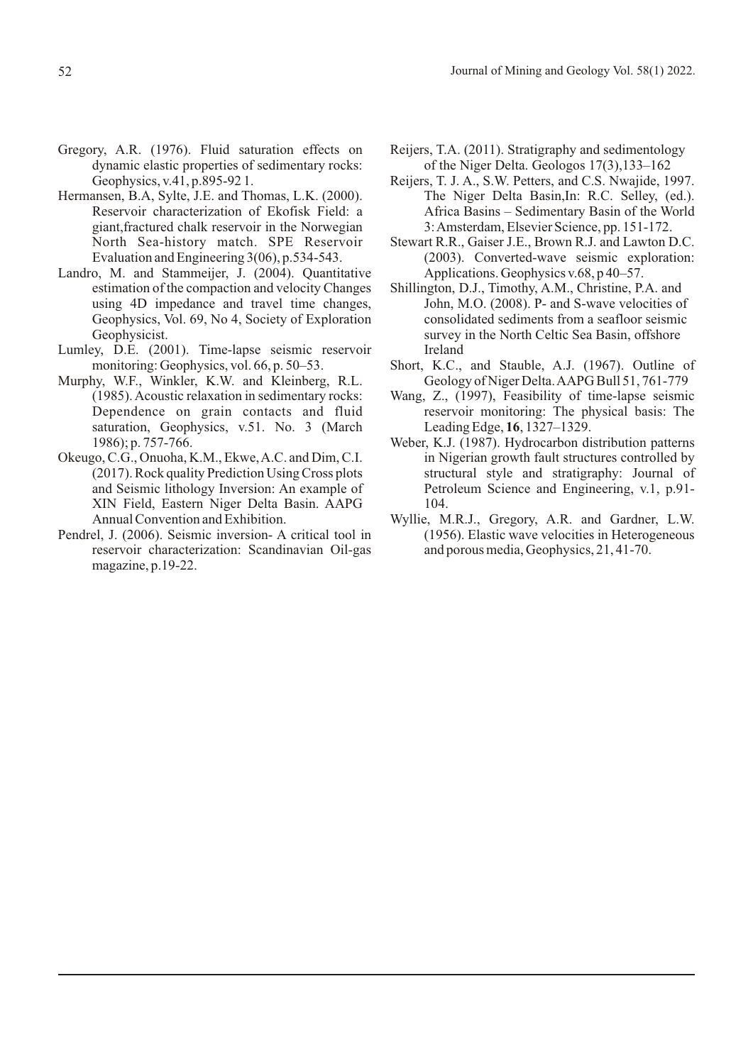Gregory, A.R. (1976). Fluid saturation effects on dynamic elastic properties of sedimentary rocks: Geophysics, v.41, p.895-92 1.

Hermansen, B.A, Sylte, J.E. and Thomas, L.K. (2000). Reservoir characterization of Ekofisk Field: a giant,fractured chalk reservoir in the Norwegian North Sea-history match. SPE Reservoir Evaluation and Engineering 3(06), p.534-543.

Landro, M. and Stammeijer, J. (2004). Quantitative estimation of the compaction and velocity Changes using 4D impedance and travel time changes, Geophysics, Vol. 69, No 4, Society of Exploration Geophysicist.

Lumley, D.E. (2001). Time-lapse seismic reservoir monitoring: Geophysics, vol. 66, p. 50–53.

Murphy, W.F., Winkler, K.W. and Kleinberg, R.L. (1985). Acoustic relaxation in sedimentary rocks: Dependence on grain contacts and fluid saturation, Geophysics, v.51. No. 3 (March 1986); p. 757-766.

Okeugo, C.G., Onuoha, K.M., Ekwe, A.C. and Dim, C.I. (2017). Rock quality Prediction Using Cross plots and Seismic lithology Inversion: An example of XIN Field, Eastern Niger Delta Basin. AAPG Annual Convention and Exhibition.

Pendrel, J. (2006). Seismic inversion- A critical tool in reservoir characterization: Scandinavian Oil-gas magazine, p.19-22.

Reijers, T.A. (2011). Stratigraphy and sedimentology of the Niger Delta. Geologos 17(3),133–162

Reijers, T. J. A., S.W. Petters, and C.S. Nwajide, 1997. The Niger Delta Basin,In: R.C. Selley, (ed.). Africa Basins – Sedimentary Basin of the World 3: Amsterdam, Elsevier Science, pp. 151-172.

Stewart R.R., Gaiser J.E., Brown R.J. and Lawton D.C. (2003). Converted-wave seismic exploration: Applications. Geophysics v.68, p 40–57.

Shillington, D.J., Timothy, A.M., Christine, P.A. and John, M.O. (2008). P- and S-wave velocities of consolidated sediments from a seafloor seismic survey in the North Celtic Sea Basin, offshore Ireland

Short, K.C., and Stauble, A.J. (1967). Outline of Geology of Niger Delta. AAPG Bull 51, 761-779

Wang, Z., (1997), Feasibility of time-lapse seismic reservoir monitoring: The physical basis: The Leading Edge, **16**, 1327–1329.

Weber, K.J. (1987). Hydrocarbon distribution patterns in Nigerian growth fault structures controlled by structural style and stratigraphy: Journal of Petroleum Science and Engineering, v.1, p.91-104.

Wyllie, M.R.J., Gregory, A.R. and Gardner, L.W. (1956). Elastic wave velocities in Heterogeneous and porous media, Geophysics, 21, 41-70.